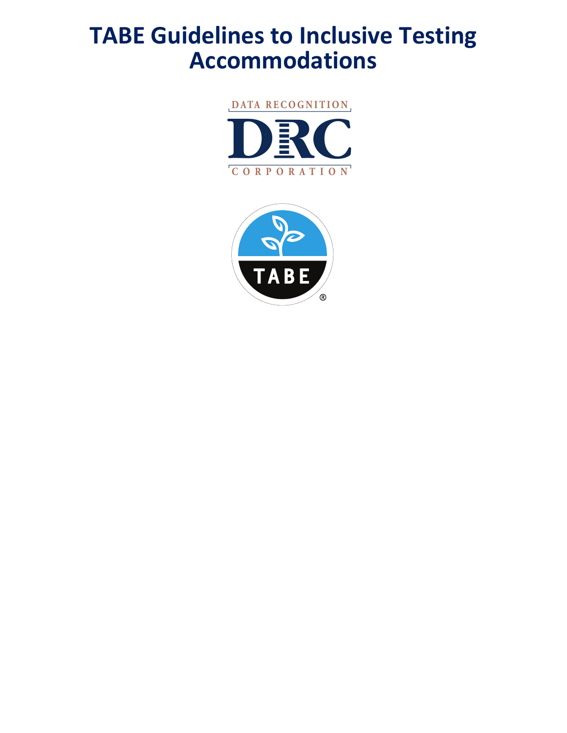# TABE Guidelines to Inclusive Testing Accommodations

DATA RECOGNITION

DRC

CORPORATION

TABE®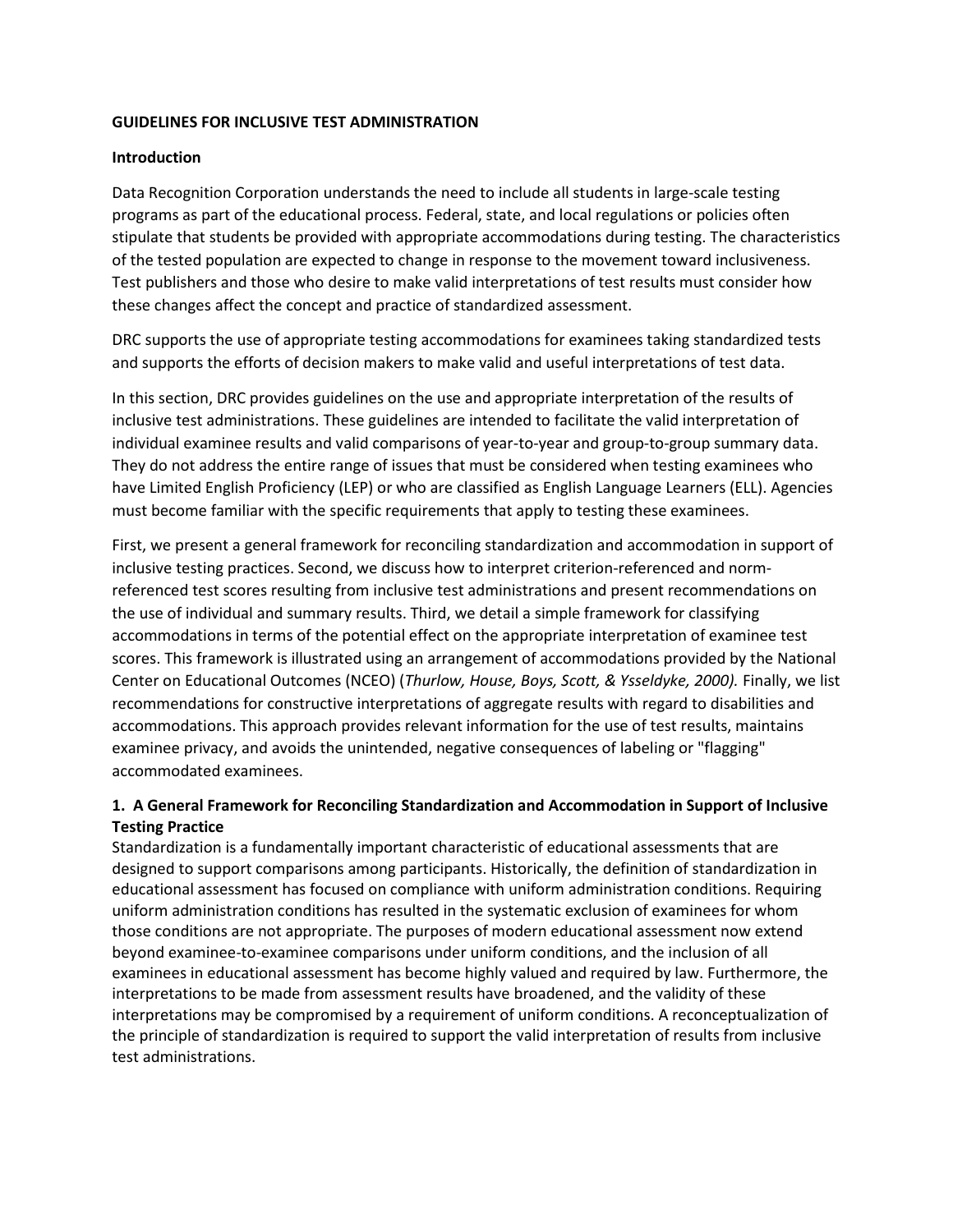## GUIDELINES FOR INCLUSIVE TEST ADMINISTRATION

### Introduction

Data Recognition Corporation understands the need to include all students in large-scale testing programs as part of the educational process. Federal, state, and local regulations or policies often stipulate that students be provided with appropriate accommodations during testing. The characteristics of the tested population are expected to change in response to the movement toward inclusiveness. Test publishers and those who desire to make valid interpretations of test results must consider how these changes affect the concept and practice of standardized assessment.

DRC supports the use of appropriate testing accommodations for examinees taking standardized tests and supports the efforts of decision makers to make valid and useful interpretations of test data.

In this section, DRC provides guidelines on the use and appropriate interpretation of the results of inclusive test administrations. These guidelines are intended to facilitate the valid interpretation of individual examinee results and valid comparisons of year-to-year and group-to-group summary data. They do not address the entire range of issues that must be considered when testing examinees who have Limited English Proficiency (LEP) or who are classified as English Language Learners (ELL). Agencies must become familiar with the specific requirements that apply to testing these examinees.

First, we present a general framework for reconciling standardization and accommodation in support of inclusive testing practices. Second, we discuss how to interpret criterion-referenced and norm-referenced test scores resulting from inclusive test administrations and present recommendations on the use of individual and summary results. Third, we detail a simple framework for classifying accommodations in terms of the potential effect on the appropriate interpretation of examinee test scores. This framework is illustrated using an arrangement of accommodations provided by the National Center on Educational Outcomes (NCEO) (*Thurlow, House, Boys, Scott, & Ysseldyke, 2000).* Finally, we list recommendations for constructive interpretations of aggregate results with regard to disabilities and accommodations. This approach provides relevant information for the use of test results, maintains examinee privacy, and avoids the unintended, negative consequences of labeling or "flagging" accommodated examinees.

### 1. A General Framework for Reconciling Standardization and Accommodation in Support of Inclusive Testing Practice

Standardization is a fundamentally important characteristic of educational assessments that are designed to support comparisons among participants. Historically, the definition of standardization in educational assessment has focused on compliance with uniform administration conditions. Requiring uniform administration conditions has resulted in the systematic exclusion of examinees for whom those conditions are not appropriate. The purposes of modern educational assessment now extend beyond examinee-to-examinee comparisons under uniform conditions, and the inclusion of all examinees in educational assessment has become highly valued and required by law. Furthermore, the interpretations to be made from assessment results have broadened, and the validity of these interpretations may be compromised by a requirement of uniform conditions. A reconceptualization of the principle of standardization is required to support the valid interpretation of results from inclusive test administrations.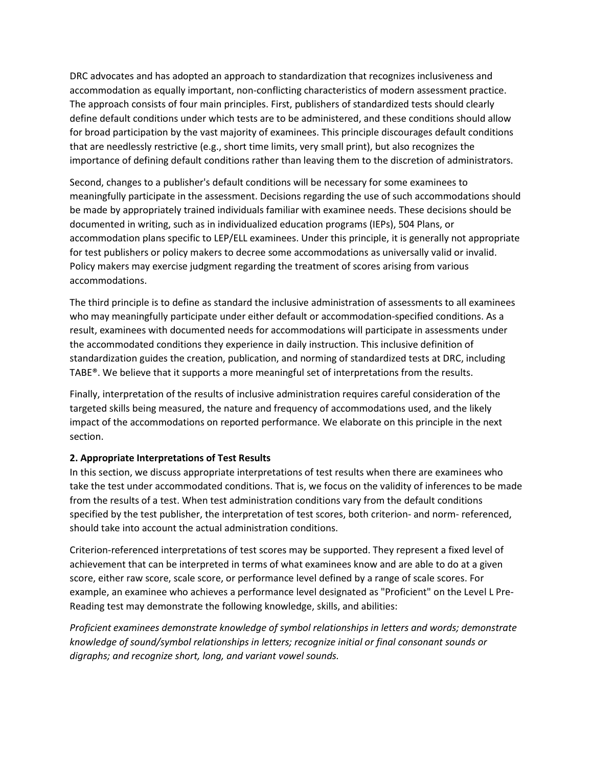DRC advocates and has adopted an approach to standardization that recognizes inclusiveness and accommodation as equally important, non-conflicting characteristics of modern assessment practice. The approach consists of four main principles. First, publishers of standardized tests should clearly define default conditions under which tests are to be administered, and these conditions should allow for broad participation by the vast majority of examinees. This principle discourages default conditions that are needlessly restrictive (e.g., short time limits, very small print), but also recognizes the importance of defining default conditions rather than leaving them to the discretion of administrators.

Second, changes to a publisher's default conditions will be necessary for some examinees to meaningfully participate in the assessment. Decisions regarding the use of such accommodations should be made by appropriately trained individuals familiar with examinee needs. These decisions should be documented in writing, such as in individualized education programs (IEPs), 504 Plans, or accommodation plans specific to LEP/ELL examinees. Under this principle, it is generally not appropriate for test publishers or policy makers to decree some accommodations as universally valid or invalid. Policy makers may exercise judgment regarding the treatment of scores arising from various accommodations.

The third principle is to define as standard the inclusive administration of assessments to all examinees who may meaningfully participate under either default or accommodation-specified conditions. As a result, examinees with documented needs for accommodations will participate in assessments under the accommodated conditions they experience in daily instruction. This inclusive definition of standardization guides the creation, publication, and norming of standardized tests at DRC, including TABE®. We believe that it supports a more meaningful set of interpretations from the results.

Finally, interpretation of the results of inclusive administration requires careful consideration of the targeted skills being measured, the nature and frequency of accommodations used, and the likely impact of the accommodations on reported performance. We elaborate on this principle in the next section.

## 2. Appropriate Interpretations of Test Results

In this section, we discuss appropriate interpretations of test results when there are examinees who take the test under accommodated conditions. That is, we focus on the validity of inferences to be made from the results of a test. When test administration conditions vary from the default conditions specified by the test publisher, the interpretation of test scores, both criterion- and norm- referenced, should take into account the actual administration conditions.

Criterion-referenced interpretations of test scores may be supported. They represent a fixed level of achievement that can be interpreted in terms of what examinees know and are able to do at a given score, either raw score, scale score, or performance level defined by a range of scale scores. For example, an examinee who achieves a performance level designated as "Proficient" on the Level L Pre-Reading test may demonstrate the following knowledge, skills, and abilities:

*Proficient examinees demonstrate knowledge of symbol relationships in letters and words; demonstrate knowledge of sound/symbol relationships in letters; recognize initial or final consonant sounds or digraphs; and recognize short, long, and variant vowel sounds.*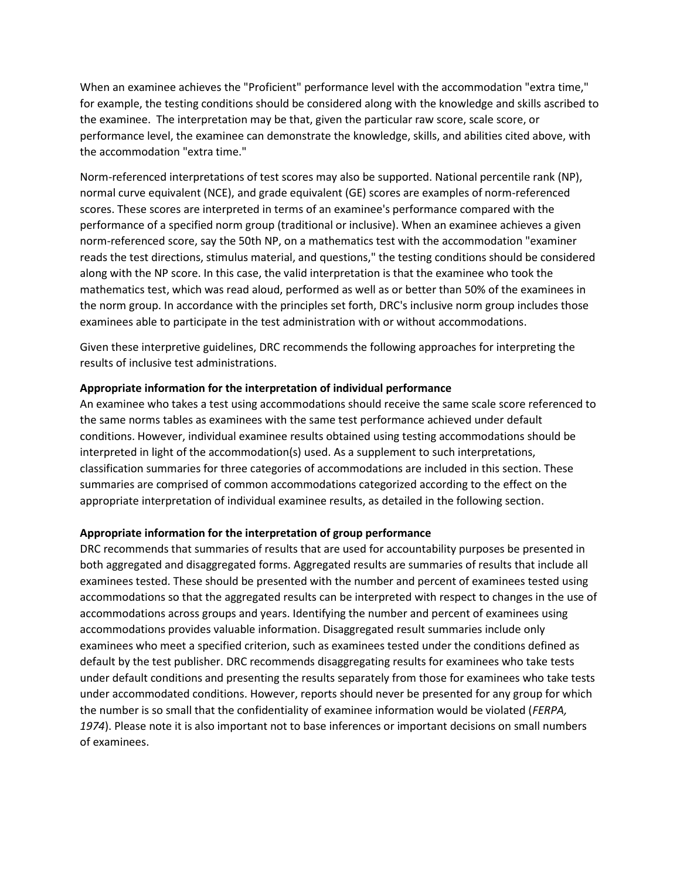When an examinee achieves the "Proficient" performance level with the accommodation "extra time," for example, the testing conditions should be considered along with the knowledge and skills ascribed to the examinee. The interpretation may be that, given the particular raw score, scale score, or performance level, the examinee can demonstrate the knowledge, skills, and abilities cited above, with the accommodation "extra time."

Norm-referenced interpretations of test scores may also be supported. National percentile rank (NP), normal curve equivalent (NCE), and grade equivalent (GE) scores are examples of norm-referenced scores. These scores are interpreted in terms of an examinee's performance compared with the performance of a specified norm group (traditional or inclusive). When an examinee achieves a given norm-referenced score, say the 50th NP, on a mathematics test with the accommodation "examiner reads the test directions, stimulus material, and questions," the testing conditions should be considered along with the NP score. In this case, the valid interpretation is that the examinee who took the mathematics test, which was read aloud, performed as well as or better than 50% of the examinees in the norm group. In accordance with the principles set forth, DRC's inclusive norm group includes those examinees able to participate in the test administration with or without accommodations.

Given these interpretive guidelines, DRC recommends the following approaches for interpreting the results of inclusive test administrations.

**Appropriate information for the interpretation of individual performance**

An examinee who takes a test using accommodations should receive the same scale score referenced to the same norms tables as examinees with the same test performance achieved under default conditions. However, individual examinee results obtained using testing accommodations should be interpreted in light of the accommodation(s) used. As a supplement to such interpretations, classification summaries for three categories of accommodations are included in this section. These summaries are comprised of common accommodations categorized according to the effect on the appropriate interpretation of individual examinee results, as detailed in the following section.

**Appropriate information for the interpretation of group performance**

DRC recommends that summaries of results that are used for accountability purposes be presented in both aggregated and disaggregated forms. Aggregated results are summaries of results that include all examinees tested. These should be presented with the number and percent of examinees tested using accommodations so that the aggregated results can be interpreted with respect to changes in the use of accommodations across groups and years. Identifying the number and percent of examinees using accommodations provides valuable information. Disaggregated result summaries include only examinees who meet a specified criterion, such as examinees tested under the conditions defined as default by the test publisher. DRC recommends disaggregating results for examinees who take tests under default conditions and presenting the results separately from those for examinees who take tests under accommodated conditions. However, reports should never be presented for any group for which the number is so small that the confidentiality of examinee information would be violated (*FERPA, 1974*). Please note it is also important not to base inferences or important decisions on small numbers of examinees.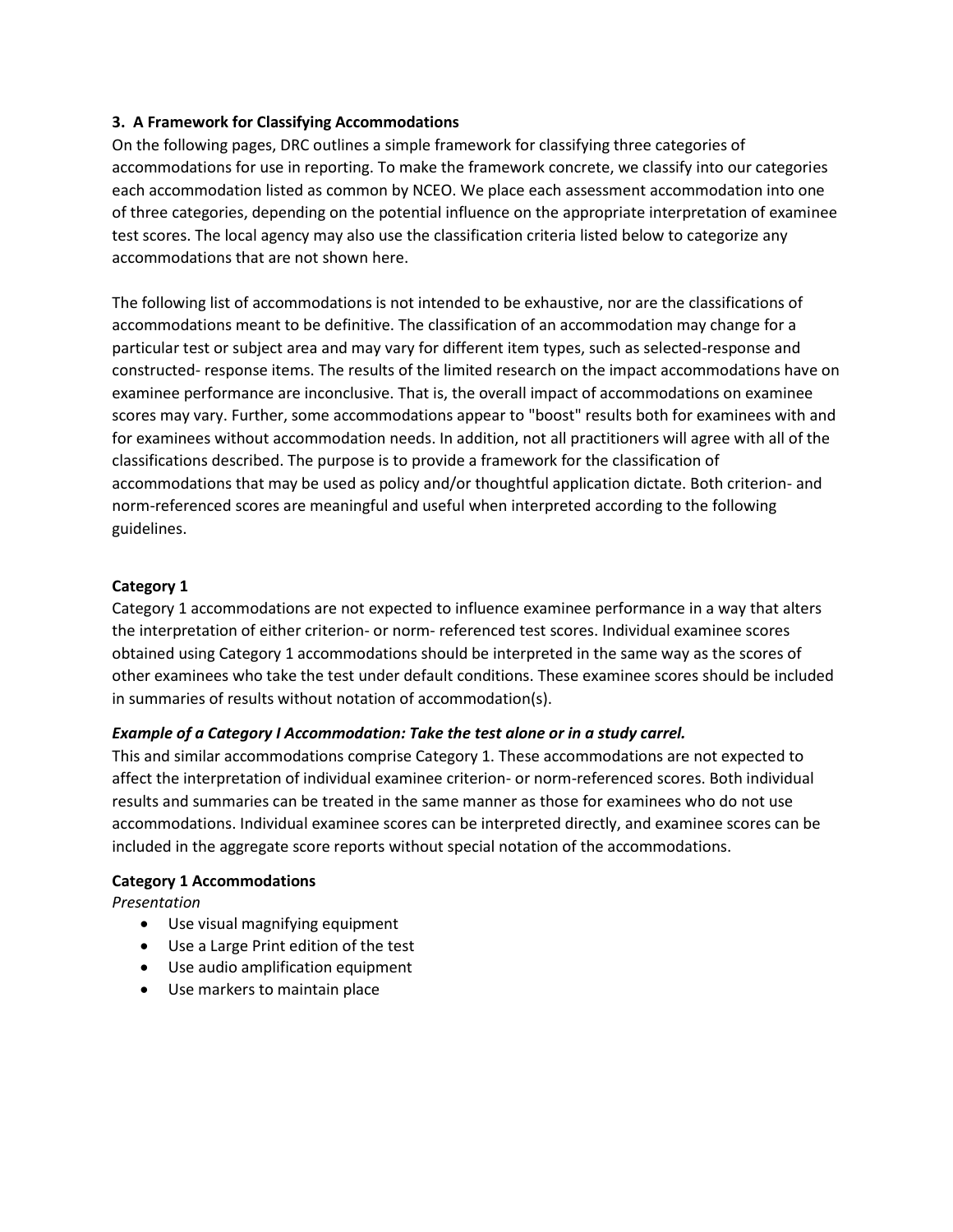### 3. A Framework for Classifying Accommodations

On the following pages, DRC outlines a simple framework for classifying three categories of accommodations for use in reporting. To make the framework concrete, we classify into our categories each accommodation listed as common by NCEO. We place each assessment accommodation into one of three categories, depending on the potential influence on the appropriate interpretation of examinee test scores. The local agency may also use the classification criteria listed below to categorize any accommodations that are not shown here.

The following list of accommodations is not intended to be exhaustive, nor are the classifications of accommodations meant to be definitive. The classification of an accommodation may change for a particular test or subject area and may vary for different item types, such as selected-response and constructed- response items. The results of the limited research on the impact accommodations have on examinee performance are inconclusive. That is, the overall impact of accommodations on examinee scores may vary. Further, some accommodations appear to "boost" results both for examinees with and for examinees without accommodation needs. In addition, not all practitioners will agree with all of the classifications described. The purpose is to provide a framework for the classification of accommodations that may be used as policy and/or thoughtful application dictate. Both criterion- and norm-referenced scores are meaningful and useful when interpreted according to the following guidelines.

#### Category 1

Category 1 accommodations are not expected to influence examinee performance in a way that alters the interpretation of either criterion- or norm- referenced test scores. Individual examinee scores obtained using Category 1 accommodations should be interpreted in the same way as the scores of other examinees who take the test under default conditions. These examinee scores should be included in summaries of results without notation of accommodation(s).

***Example of a Category I Accommodation: Take the test alone or in a study carrel.***

This and similar accommodations comprise Category 1. These accommodations are not expected to affect the interpretation of individual examinee criterion- or norm-referenced scores. Both individual results and summaries can be treated in the same manner as those for examinees who do not use accommodations. Individual examinee scores can be interpreted directly, and examinee scores can be included in the aggregate score reports without special notation of the accommodations.

**Category 1 Accommodations**

*Presentation*

- Use visual magnifying equipment
- Use a Large Print edition of the test
- Use audio amplification equipment
- Use markers to maintain place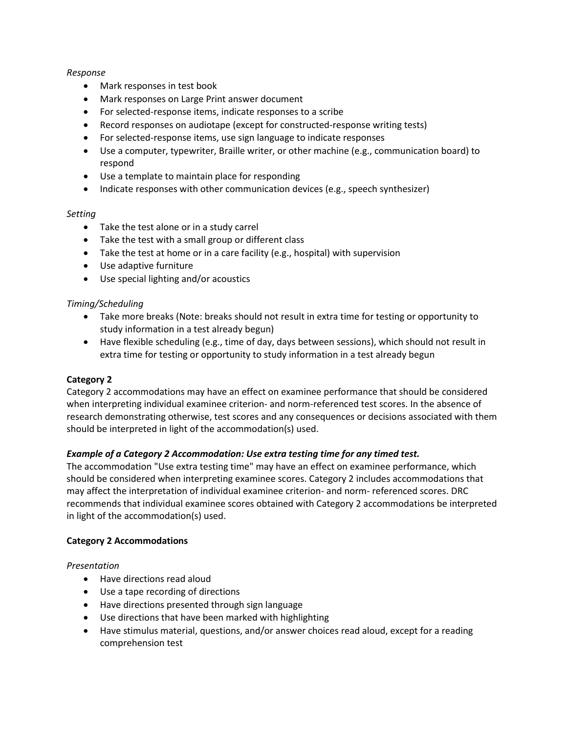*Response*

- Mark responses in test book
- Mark responses on Large Print answer document
- For selected-response items, indicate responses to a scribe
- Record responses on audiotape (except for constructed-response writing tests)
- For selected-response items, use sign language to indicate responses
- Use a computer, typewriter, Braille writer, or other machine (e.g., communication board) to respond
- Use a template to maintain place for responding
- Indicate responses with other communication devices (e.g., speech synthesizer)

*Setting*

- Take the test alone or in a study carrel
- Take the test with a small group or different class
- Take the test at home or in a care facility (e.g., hospital) with supervision
- Use adaptive furniture
- Use special lighting and/or acoustics

*Timing/Scheduling*

- Take more breaks (Note: breaks should not result in extra time for testing or opportunity to study information in a test already begun)
- Have flexible scheduling (e.g., time of day, days between sessions), which should not result in extra time for testing or opportunity to study information in a test already begun

**Category 2**

Category 2 accommodations may have an effect on examinee performance that should be considered when interpreting individual examinee criterion- and norm-referenced test scores. In the absence of research demonstrating otherwise, test scores and any consequences or decisions associated with them should be interpreted in light of the accommodation(s) used.

***Example of a Category 2 Accommodation: Use extra testing time for any timed test.***

The accommodation "Use extra testing time" may have an effect on examinee performance, which should be considered when interpreting examinee scores. Category 2 includes accommodations that may affect the interpretation of individual examinee criterion- and norm- referenced scores. DRC recommends that individual examinee scores obtained with Category 2 accommodations be interpreted in light of the accommodation(s) used.

**Category 2 Accommodations**

*Presentation*

- Have directions read aloud
- Use a tape recording of directions
- Have directions presented through sign language
- Use directions that have been marked with highlighting
- Have stimulus material, questions, and/or answer choices read aloud, except for a reading comprehension test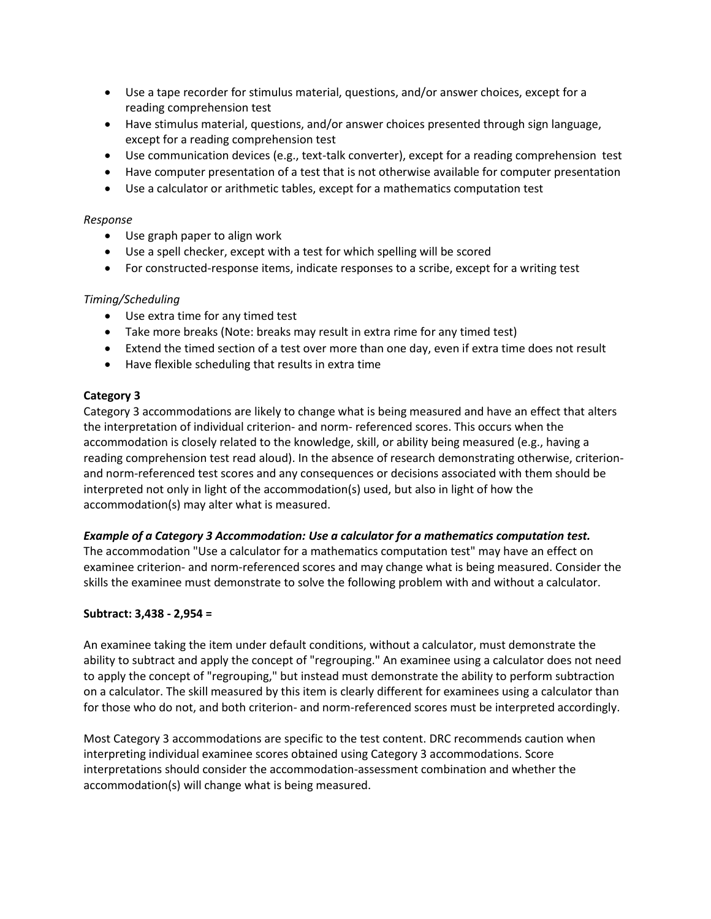- Use a tape recorder for stimulus material, questions, and/or answer choices, except for a reading comprehension test
- Have stimulus material, questions, and/or answer choices presented through sign language, except for a reading comprehension test
- Use communication devices (e.g., text-talk converter), except for a reading comprehension test
- Have computer presentation of a test that is not otherwise available for computer presentation
- Use a calculator or arithmetic tables, except for a mathematics computation test

*Response*

- Use graph paper to align work
- Use a spell checker, except with a test for which spelling will be scored
- For constructed-response items, indicate responses to a scribe, except for a writing test

*Timing/Scheduling*

- Use extra time for any timed test
- Take more breaks (Note: breaks may result in extra rime for any timed test)
- Extend the timed section of a test over more than one day, even if extra time does not result
- Have flexible scheduling that results in extra time

**Category 3**

Category 3 accommodations are likely to change what is being measured and have an effect that alters the interpretation of individual criterion- and norm- referenced scores. This occurs when the accommodation is closely related to the knowledge, skill, or ability being measured (e.g., having a reading comprehension test read aloud). In the absence of research demonstrating otherwise, criterion- and norm-referenced test scores and any consequences or decisions associated with them should be interpreted not only in light of the accommodation(s) used, but also in light of how the accommodation(s) may alter what is measured.

***Example of a Category 3 Accommodation: Use a calculator for a mathematics computation test.***

The accommodation "Use a calculator for a mathematics computation test" may have an effect on examinee criterion- and norm-referenced scores and may change what is being measured. Consider the skills the examinee must demonstrate to solve the following problem with and without a calculator.

**Subtract: 3,438 - 2,954 =**

An examinee taking the item under default conditions, without a calculator, must demonstrate the ability to subtract and apply the concept of "regrouping." An examinee using a calculator does not need to apply the concept of "regrouping," but instead must demonstrate the ability to perform subtraction on a calculator. The skill measured by this item is clearly different for examinees using a calculator than for those who do not, and both criterion- and norm-referenced scores must be interpreted accordingly.

Most Category 3 accommodations are specific to the test content. DRC recommends caution when interpreting individual examinee scores obtained using Category 3 accommodations. Score interpretations should consider the accommodation-assessment combination and whether the accommodation(s) will change what is being measured.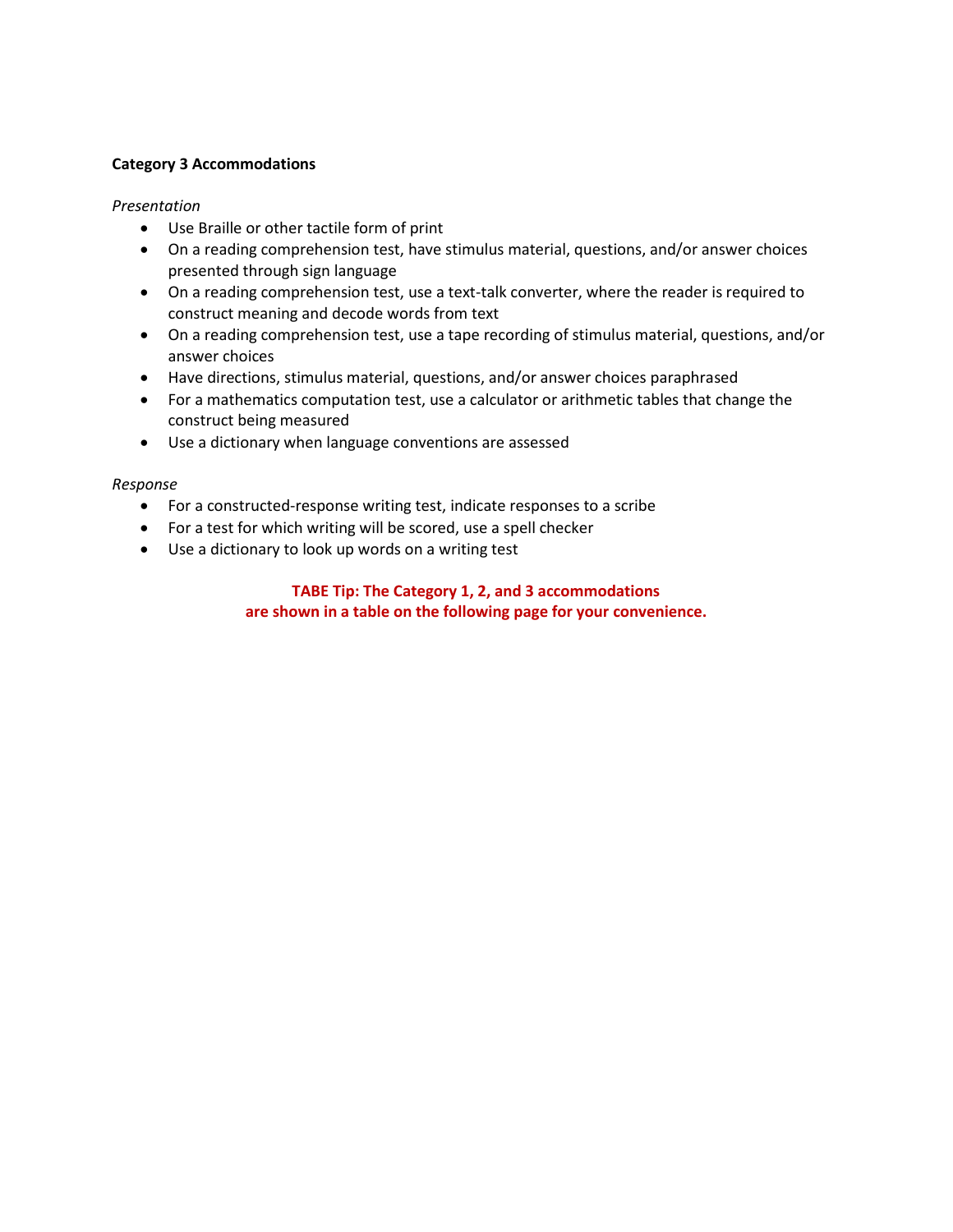**Category 3 Accommodations**

*Presentation*

- Use Braille or other tactile form of print
- On a reading comprehension test, have stimulus material, questions, and/or answer choices presented through sign language
- On a reading comprehension test, use a text-talk converter, where the reader is required to construct meaning and decode words from text
- On a reading comprehension test, use a tape recording of stimulus material, questions, and/or answer choices
- Have directions, stimulus material, questions, and/or answer choices paraphrased
- For a mathematics computation test, use a calculator or arithmetic tables that change the construct being measured
- Use a dictionary when language conventions are assessed

*Response*

- For a constructed-response writing test, indicate responses to a scribe
- For a test for which writing will be scored, use a spell checker
- Use a dictionary to look up words on a writing test

**TABE Tip: The Category 1, 2, and 3 accommodations are shown in a table on the following page for your convenience.**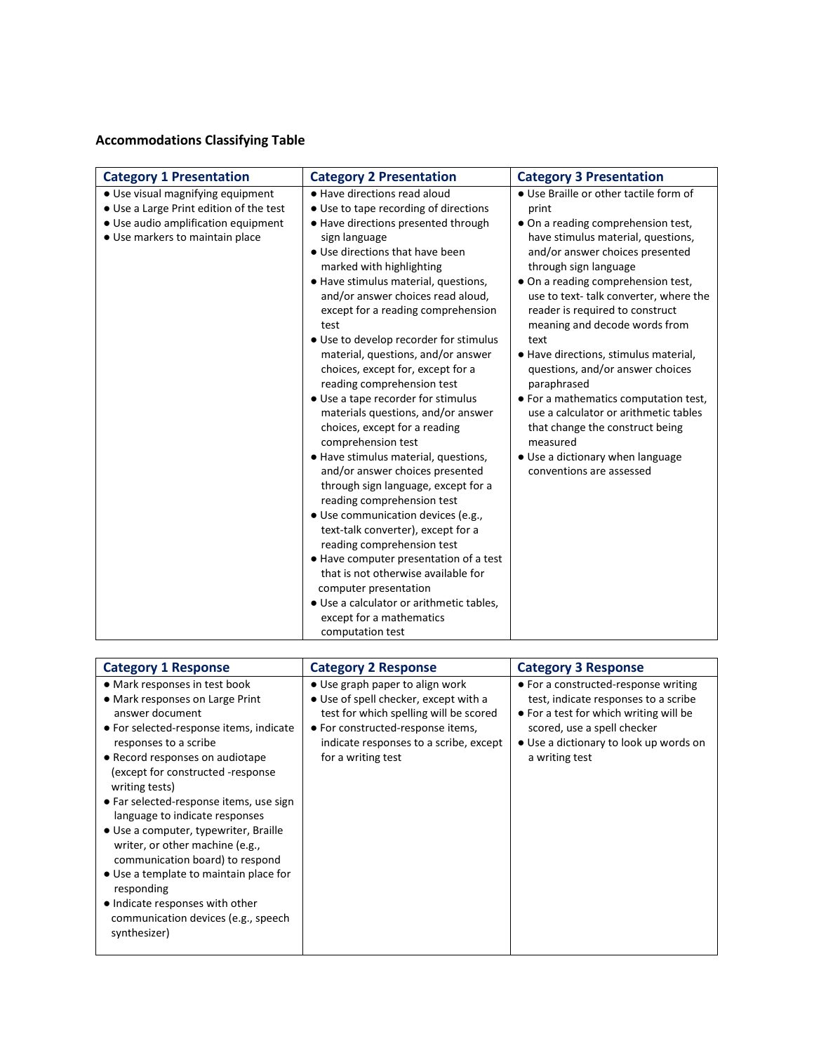**Accommodations Classifying Table**

| Category 1 Presentation | Category 2 Presentation | Category 3 Presentation |
| --- | --- | --- |
| ● Use visual magnifying equipment<br>● Use a Large Print edition of the test<br>● Use audio amplification equipment<br>● Use markers to maintain place | ● Have directions read aloud<br>● Use to tape recording of directions<br>● Have directions presented through sign language<br>● Use directions that have been marked with highlighting<br>● Have stimulus material, questions, and/or answer choices read aloud, except for a reading comprehension test<br>● Use to develop recorder for stimulus material, questions, and/or answer choices, except for, except for a reading comprehension test<br>● Use a tape recorder for stimulus materials questions, and/or answer choices, except for a reading comprehension test<br>● Have stimulus material, questions, and/or answer choices presented through sign language, except for a reading comprehension test<br>● Use communication devices (e.g., text-talk converter), except for a reading comprehension test<br>● Have computer presentation of a test that is not otherwise available for computer presentation<br>● Use a calculator or arithmetic tables, except for a mathematics computation test | ● Use Braille or other tactile form of print<br>● On a reading comprehension test, have stimulus material, questions, and/or answer choices presented through sign language<br>● On a reading comprehension test, use to text- talk converter, where the reader is required to construct meaning and decode words from text<br>● Have directions, stimulus material, questions, and/or answer choices paraphrased<br>● For a mathematics computation test, use a calculator or arithmetic tables that change the construct being measured<br>● Use a dictionary when language conventions are assessed |

| Category 1 Response | Category 2 Response | Category 3 Response |
| --- | --- | --- |
| ● Mark responses in test book<br>● Mark responses on Large Print answer document<br>● For selected-response items, indicate responses to a scribe<br>● Record responses on audiotape (except for constructed -response writing tests)<br>● Far selected-response items, use sign language to indicate responses<br>● Use a computer, typewriter, Braille writer, or other machine (e.g., communication board) to respond<br>● Use a template to maintain place for responding<br>● Indicate responses with other communication devices (e.g., speech synthesizer) | ● Use graph paper to align work<br>● Use of spell checker, except with a test for which spelling will be scored<br>● For constructed-response items, indicate responses to a scribe, except for a writing test | ● For a constructed-response writing test, indicate responses to a scribe<br>● For a test for which writing will be scored, use a spell checker<br>● Use a dictionary to look up words on a writing test |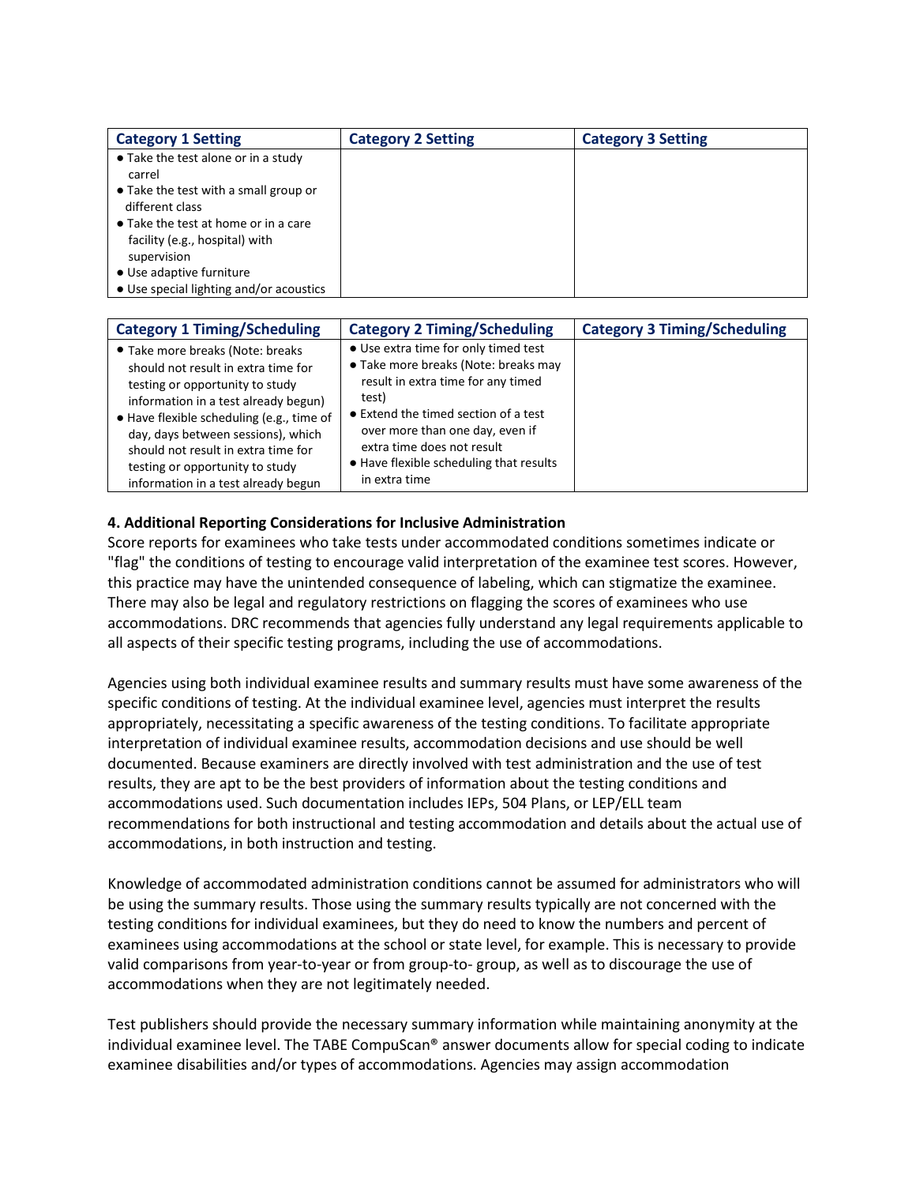| Category 1 Setting | Category 2 Setting | Category 3 Setting |
|---|---|---|
| • Take the test alone or in a study carrel<br>• Take the test with a small group or different class<br>• Take the test at home or in a care facility (e.g., hospital) with supervision<br>• Use adaptive furniture<br>• Use special lighting and/or acoustics | | |

| Category 1 Timing/Scheduling | Category 2 Timing/Scheduling | Category 3 Timing/Scheduling |
|---|---|---|
| • Take more breaks (Note: breaks should not result in extra time for testing or opportunity to study information in a test already begun)<br>• Have flexible scheduling (e.g., time of day, days between sessions), which should not result in extra time for testing or opportunity to study information in a test already begun | • Use extra time for only timed test<br>• Take more breaks (Note: breaks may result in extra time for any timed test)<br>• Extend the timed section of a test over more than one day, even if extra time does not result<br>• Have flexible scheduling that results in extra time | |

**4. Additional Reporting Considerations for Inclusive Administration**

Score reports for examinees who take tests under accommodated conditions sometimes indicate or "flag" the conditions of testing to encourage valid interpretation of the examinee test scores. However, this practice may have the unintended consequence of labeling, which can stigmatize the examinee. There may also be legal and regulatory restrictions on flagging the scores of examinees who use accommodations. DRC recommends that agencies fully understand any legal requirements applicable to all aspects of their specific testing programs, including the use of accommodations.

Agencies using both individual examinee results and summary results must have some awareness of the specific conditions of testing. At the individual examinee level, agencies must interpret the results appropriately, necessitating a specific awareness of the testing conditions. To facilitate appropriate interpretation of individual examinee results, accommodation decisions and use should be well documented. Because examiners are directly involved with test administration and the use of test results, they are apt to be the best providers of information about the testing conditions and accommodations used. Such documentation includes IEPs, 504 Plans, or LEP/ELL team recommendations for both instructional and testing accommodation and details about the actual use of accommodations, in both instruction and testing.

Knowledge of accommodated administration conditions cannot be assumed for administrators who will be using the summary results. Those using the summary results typically are not concerned with the testing conditions for individual examinees, but they do need to know the numbers and percent of examinees using accommodations at the school or state level, for example. This is necessary to provide valid comparisons from year-to-year or from group-to- group, as well as to discourage the use of accommodations when they are not legitimately needed.

Test publishers should provide the necessary summary information while maintaining anonymity at the individual examinee level. The TABE CompuScan® answer documents allow for special coding to indicate examinee disabilities and/or types of accommodations. Agencies may assign accommodation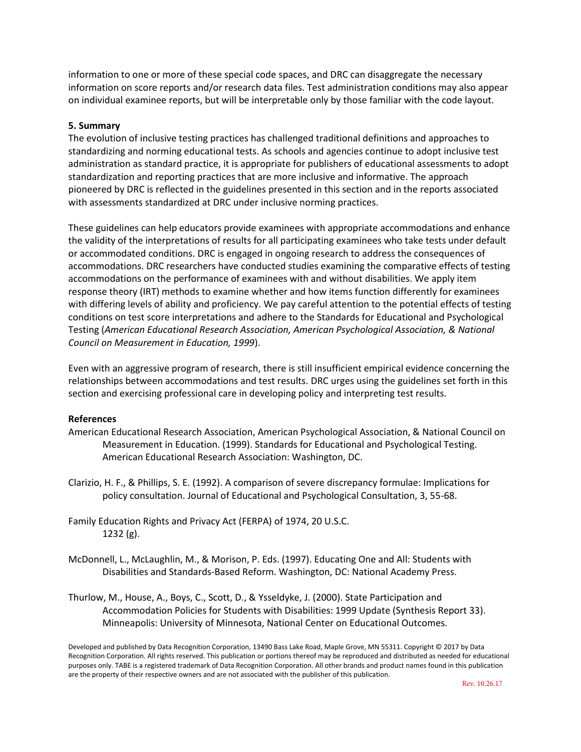information to one or more of these special code spaces, and DRC can disaggregate the necessary information on score reports and/or research data files. Test administration conditions may also appear on individual examinee reports, but will be interpretable only by those familiar with the code layout.

## 5. Summary

The evolution of inclusive testing practices has challenged traditional definitions and approaches to standardizing and norming educational tests. As schools and agencies continue to adopt inclusive test administration as standard practice, it is appropriate for publishers of educational assessments to adopt standardization and reporting practices that are more inclusive and informative. The approach pioneered by DRC is reflected in the guidelines presented in this section and in the reports associated with assessments standardized at DRC under inclusive norming practices.

These guidelines can help educators provide examinees with appropriate accommodations and enhance the validity of the interpretations of results for all participating examinees who take tests under default or accommodated conditions. DRC is engaged in ongoing research to address the consequences of accommodations. DRC researchers have conducted studies examining the comparative effects of testing accommodations on the performance of examinees with and without disabilities. We apply item response theory (IRT) methods to examine whether and how items function differently for examinees with differing levels of ability and proficiency. We pay careful attention to the potential effects of testing conditions on test score interpretations and adhere to the Standards for Educational and Psychological Testing (*American Educational Research Association, American Psychological Association, & National Council on Measurement in Education, 1999*).

Even with an aggressive program of research, there is still insufficient empirical evidence concerning the relationships between accommodations and test results. DRC urges using the guidelines set forth in this section and exercising professional care in developing policy and interpreting test results.

## References

American Educational Research Association, American Psychological Association, & National Council on Measurement in Education. (1999). Standards for Educational and Psychological Testing. American Educational Research Association: Washington, DC.

Clarizio, H. F., & Phillips, S. E. (1992). A comparison of severe discrepancy formulae: Implications for policy consultation. Journal of Educational and Psychological Consultation, 3, 55-68.

Family Education Rights and Privacy Act (FERPA) of 1974, 20 U.S.C. 1232 (g).

McDonnell, L., McLaughlin, M., & Morison, P. Eds. (1997). Educating One and All: Students with Disabilities and Standards-Based Reform. Washington, DC: National Academy Press.

Thurlow, M., House, A., Boys, C., Scott, D., & Ysseldyke, J. (2000). State Participation and Accommodation Policies for Students with Disabilities: 1999 Update (Synthesis Report 33). Minneapolis: University of Minnesota, National Center on Educational Outcomes.

Developed and published by Data Recognition Corporation, 13490 Bass Lake Road, Maple Grove, MN 55311. Copyright © 2017 by Data Recognition Corporation. All rights reserved. This publication or portions thereof may be reproduced and distributed as needed for educational purposes only. TABE is a registered trademark of Data Recognition Corporation. All other brands and product names found in this publication are the property of their respective owners and are not associated with the publisher of this publication.

Rev. 10.26.17